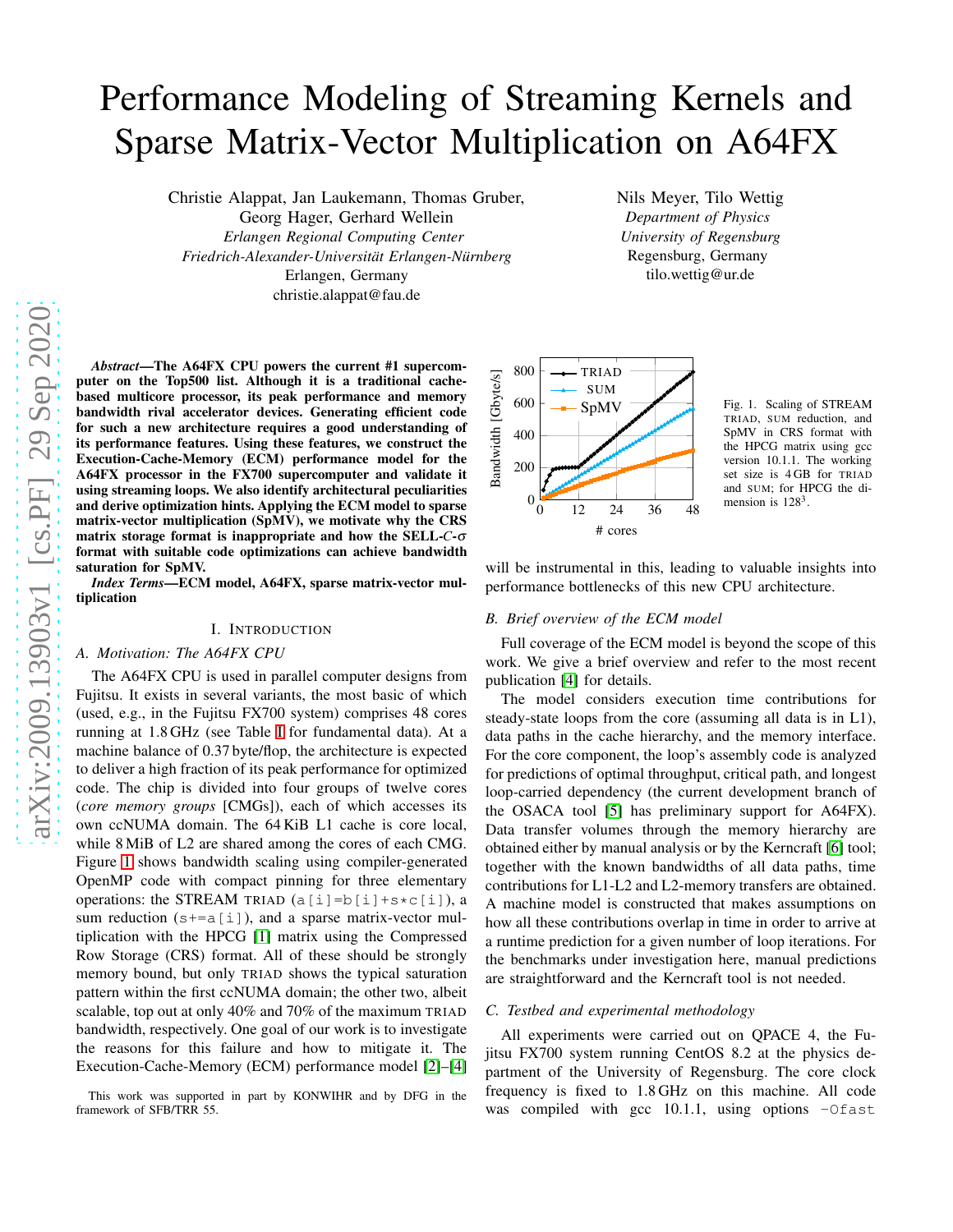# Performance Modeling of Streaming Kernels and Sparse Matrix-Vector Multiplication on A64FX

Christie Alappat, Jan Laukemann, Thomas Gruber, Georg Hager, Gerhard Wellein
*Erlangen Regional Computing Center*
*Friedrich-Alexander-Universität Erlangen-Nürnberg*
Erlangen, Germany
christie.alappat@fau.de

Nils Meyer, Tilo Wettig
*Department of Physics*
*University of Regensburg*
Regensburg, Germany
tilo.wettig@ur.de

***Abstract*—The A64FX CPU powers the current #1 supercomputer on the Top500 list. Although it is a traditional cache-based multicore processor, its peak performance and memory bandwidth rival accelerator devices. Generating efficient code for such a new architecture requires a good understanding of its performance features. Using these features, we construct the Execution-Cache-Memory (ECM) performance model for the A64FX processor in the FX700 supercomputer and validate it using streaming loops. We also identify architectural peculiarities and derive optimization hints. Applying the ECM model to sparse matrix-vector multiplication (SpMV), we motivate why the CRS matrix storage format is inappropriate and how the SELL-*C*-$\sigma$ format with suitable code optimizations can achieve bandwidth saturation for SpMV.**

***Index Terms*—ECM model, A64FX, sparse matrix-vector multiplication**

## I. Introduction

### A. Motivation: The A64FX CPU

The A64FX CPU is used in parallel computer designs from Fujitsu. It exists in several variants, the most basic of which (used, e.g., in the Fujitsu FX700 system) comprises 48 cores running at 1.8 GHz (see Table I for fundamental data). At a machine balance of 0.37 byte/flop, the architecture is expected to deliver a high fraction of its peak performance for optimized code. The chip is divided into four groups of twelve cores (*core memory groups* [CMGs]), each of which accesses its own ccNUMA domain. The 64 KiB L1 cache is core local, while 8 MiB of L2 are shared among the cores of each CMG. Figure 1 shows bandwidth scaling using compiler-generated OpenMP code with compact pinning for three elementary operations: the STREAM TRIAD (`a[i]=b[i]+s*c[i]`), a sum reduction (`s+=a[i]`), and a sparse matrix-vector multiplication with the HPCG [1] matrix using the Compressed Row Storage (CRS) format. All of these should be strongly memory bound, but only TRIAD shows the typical saturation pattern within the first ccNUMA domain; the other two, albeit scalable, top out at only 40% and 70% of the maximum TRIAD bandwidth, respectively. One goal of our work is to investigate the reasons for this failure and how to mitigate it. The Execution-Cache-Memory (ECM) performance model [2]–[4] will be instrumental in this, leading to valuable insights into performance bottlenecks of this new CPU architecture.

Fig. 1. Scaling of STREAM TRIAD, SUM reduction, and SpMV in CRS format with the HPCG matrix using gcc version 10.1.1. The working set size is 4 GB for TRIAD and SUM; for HPCG the dimension is $128^3$.

### B. Brief overview of the ECM model

Full coverage of the ECM model is beyond the scope of this work. We give a brief overview and refer to the most recent publication [4] for details.

The model considers execution time contributions for steady-state loops from the core (assuming all data is in L1), data paths in the cache hierarchy, and the memory interface. For the core component, the loop's assembly code is analyzed for predictions of optimal throughput, critical path, and longest loop-carried dependency (the current development branch of the OSACA tool [5] has preliminary support for A64FX). Data transfer volumes through the memory hierarchy are obtained either by manual analysis or by the Kerncraft [6] tool; together with the known bandwidths of all data paths, time contributions for L1-L2 and L2-memory transfers are obtained. A machine model is constructed that makes assumptions on how all these contributions overlap in time in order to arrive at a runtime prediction for a given number of loop iterations. For the benchmarks under investigation here, manual predictions are straightforward and the Kerncraft tool is not needed.

### C. Testbed and experimental methodology

All experiments were carried out on QPACE 4, the Fujitsu FX700 system running CentOS 8.2 at the physics department of the University of Regensburg. The core clock frequency is fixed to 1.8 GHz on this machine. All code was compiled with gcc 10.1.1, using options `-Ofast`

This work was supported in part by KONWIHR and by DFG in the framework of SFB/TRR 55.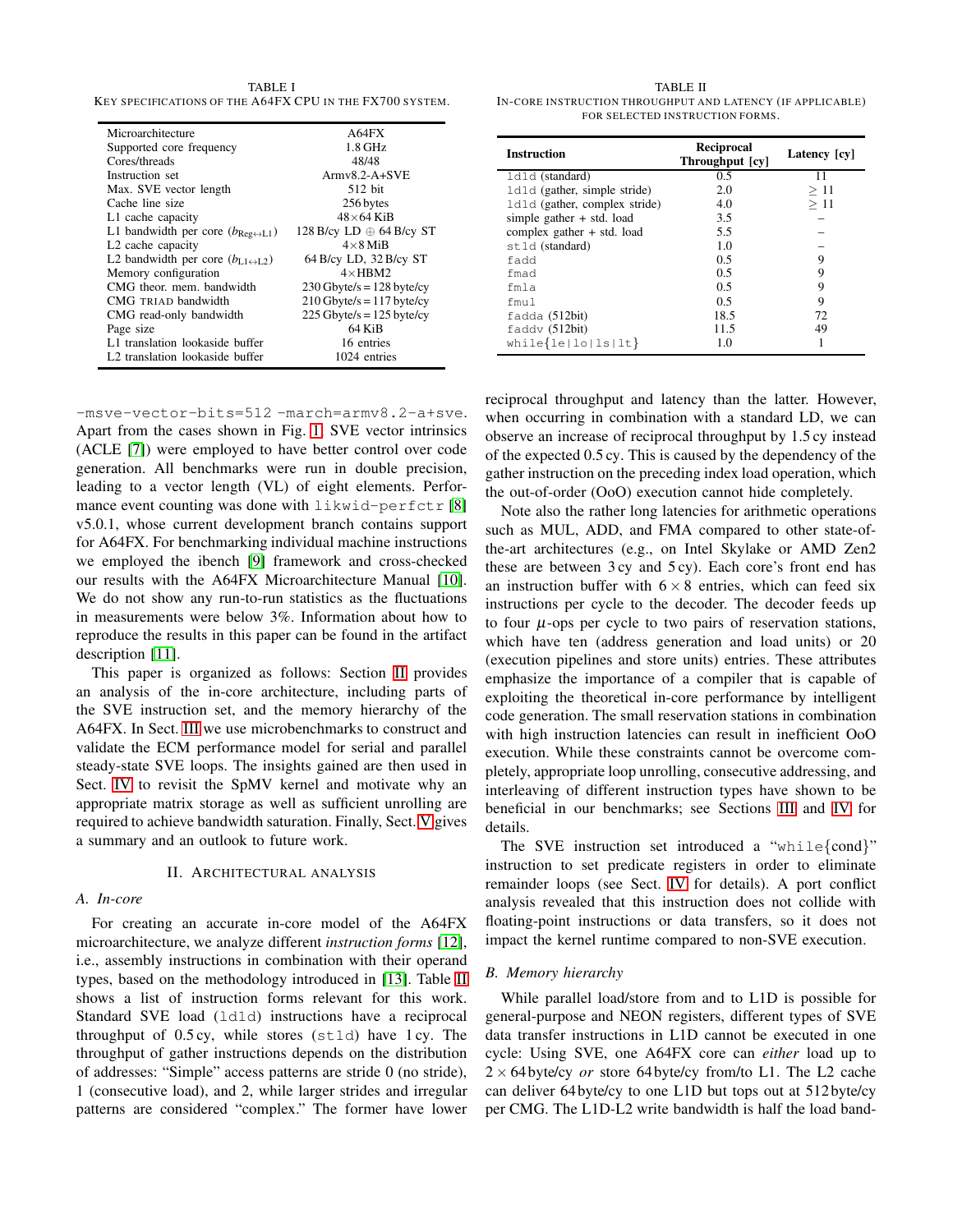TABLE I
KEY SPECIFICATIONS OF THE A64FX CPU IN THE FX700 SYSTEM.

| | |
|---|---|
| Microarchitecture | A64FX |
| Supported core frequency | 1.8 GHz |
| Cores/threads | 48/48 |
| Instruction set | Armv8.2-A+SVE |
| Max. SVE vector length | 512 bit |
| Cache line size | 256 bytes |
| L1 cache capacity | 48×64 KiB |
| L1 bandwidth per core ($b_{\text{Reg}\leftrightarrow\text{L1}}$) | 128 B/cy LD ⊕ 64 B/cy ST |
| L2 cache capacity | 4×8 MiB |
| L2 bandwidth per core ($b_{\text{L1}\leftrightarrow\text{L2}}$) | 64 B/cy LD, 32 B/cy ST |
| Memory configuration | 4×HBM2 |
| CMG theor. mem. bandwidth | 230 Gbyte/s = 128 byte/cy |
| CMG TRIAD bandwidth | 210 Gbyte/s = 117 byte/cy |
| CMG read-only bandwidth | 225 Gbyte/s = 125 byte/cy |
| Page size | 64 KiB |
| L1 translation lookaside buffer | 16 entries |
| L2 translation lookaside buffer | 1024 entries |

TABLE II
IN-CORE INSTRUCTION THROUGHPUT AND LATENCY (IF APPLICABLE) FOR SELECTED INSTRUCTION FORMS.

| Instruction | Reciprocal Throughput [cy] | Latency [cy] |
|---|---|---|
| `ld1d` (standard) | 0.5 | 11 |
| `ld1d` (gather, simple stride) | 2.0 | ≥ 11 |
| `ld1d` (gather, complex stride) | 4.0 | ≥ 11 |
| simple gather + std. load | 3.5 | – |
| complex gather + std. load | 5.5 | – |
| `st1d` (standard) | 1.0 | – |
| `fadd` | 0.5 | 9 |
| `fmad` | 0.5 | 9 |
| `fmla` | 0.5 | 9 |
| `fmul` | 0.5 | 9 |
| `fadda` (512bit) | 18.5 | 72 |
| `faddv` (512bit) | 11.5 | 49 |
| `while{le\|lo\|ls\|lt}` | 1.0 | 1 |

`-msve-vector-bits=512 -march=armv8.2-a+sve`. Apart from the cases shown in Fig. 1, SVE vector intrinsics (ACLE [7]) were employed to have better control over code generation. All benchmarks were run in double precision, leading to a vector length (VL) of eight elements. Performance event counting was done with `likwid-perfctr` [8] v5.0.1, whose current development branch contains support for A64FX. For benchmarking individual machine instructions we employed the ibench [9] framework and cross-checked our results with the A64FX Microarchitecture Manual [10]. We do not show any run-to-run statistics as the fluctuations in measurements were below 3%. Information about how to reproduce the results in this paper can be found in the artifact description [11].

This paper is organized as follows: Section II provides an analysis of the in-core architecture, including parts of the SVE instruction set, and the memory hierarchy of the A64FX. In Sect. III we use microbenchmarks to construct and validate the ECM performance model for serial and parallel steady-state SVE loops. The insights gained are then used in Sect. IV to revisit the SpMV kernel and motivate why an appropriate matrix storage as well as sufficient unrolling are required to achieve bandwidth saturation. Finally, Sect. V gives a summary and an outlook to future work.

## II. Architectural analysis

### A. In-core

For creating an accurate in-core model of the A64FX microarchitecture, we analyze different *instruction forms* [12], i.e., assembly instructions in combination with their operand types, based on the methodology introduced in [13]. Table II shows a list of instruction forms relevant for this work. Standard SVE load (`ld1d`) instructions have a reciprocal throughput of 0.5 cy, while stores (`st1d`) have 1 cy. The throughput of gather instructions depends on the distribution of addresses: "Simple" access patterns are stride 0 (no stride), 1 (consecutive load), and 2, while larger strides and irregular patterns are considered "complex." The former have lower reciprocal throughput and latency than the latter. However, when occurring in combination with a standard LD, we can observe an increase of reciprocal throughput by 1.5 cy instead of the expected 0.5 cy. This is caused by the dependency of the gather instruction on the preceding index load operation, which the out-of-order (OoO) execution cannot hide completely.

Note also the rather long latencies for arithmetic operations such as MUL, ADD, and FMA compared to other state-of-the-art architectures (e.g., on Intel Skylake or AMD Zen2 these are between 3 cy and 5 cy). Each core's front end has an instruction buffer with $6 \times 8$ entries, which can feed six instructions per cycle to the decoder. The decoder feeds up to four $\mu$-ops per cycle to two pairs of reservation stations, which have ten (address generation and load units) or 20 (execution pipelines and store units) entries. These attributes emphasize the importance of a compiler that is capable of exploiting the theoretical in-core performance by intelligent code generation. The small reservation stations in combination with high instruction latencies can result in inefficient OoO execution. While these constraints cannot be overcome completely, appropriate loop unrolling, consecutive addressing, and interleaving of different instruction types have shown to be beneficial in our benchmarks; see Sections III and IV for details.

The SVE instruction set introduced a "`while{cond}`" instruction to set predicate registers in order to eliminate remainder loops (see Sect. IV for details). A port conflict analysis revealed that this instruction does not collide with floating-point instructions or data transfers, so it does not impact the kernel runtime compared to non-SVE execution.

### B. Memory hierarchy

While parallel load/store from and to L1D is possible for general-purpose and NEON registers, different types of SVE data transfer instructions in L1D cannot be executed in one cycle: Using SVE, one A64FX core can *either* load up to $2 \times 64$ byte/cy *or* store 64 byte/cy from/to L1. The L2 cache can deliver 64 byte/cy to one L1D but tops out at 512 byte/cy per CMG. The L1D-L2 write bandwidth is half the load band-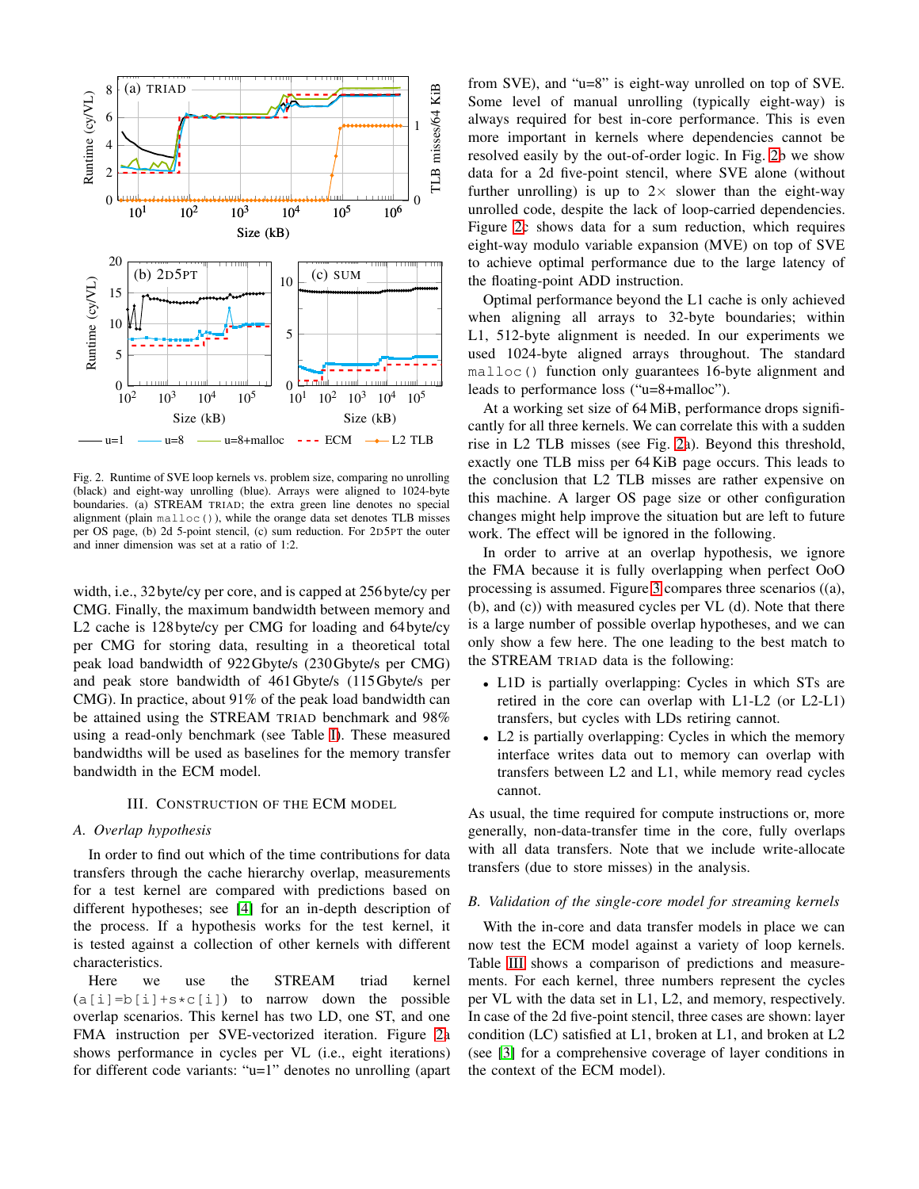Fig. 2. Runtime of SVE loop kernels vs. problem size, comparing no unrolling (black) and eight-way unrolling (blue). Arrays were aligned to 1024-byte boundaries. (a) STREAM TRIAD; the extra green line denotes no special alignment (plain `malloc()`), while the orange data set denotes TLB misses per OS page, (b) 2d 5-point stencil, (c) sum reduction. For 2D5PT the outer and inner dimension was set at a ratio of 1:2.

width, i.e., 32 byte/cy per core, and is capped at 256 byte/cy per CMG. Finally, the maximum bandwidth between memory and L2 cache is 128 byte/cy per CMG for loading and 64 byte/cy per CMG for storing data, resulting in a theoretical total peak load bandwidth of 922 Gbyte/s (230 Gbyte/s per CMG) and peak store bandwidth of 461 Gbyte/s (115 Gbyte/s per CMG). In practice, about 91% of the peak load bandwidth can be attained using the STREAM TRIAD benchmark and 98% using a read-only benchmark (see Table I). These measured bandwidths will be used as baselines for the memory transfer bandwidth in the ECM model.

## III. Construction of the ECM Model

### A. Overlap hypothesis

In order to find out which of the time contributions for data transfers through the cache hierarchy overlap, measurements for a test kernel are compared with predictions based on different hypotheses; see [4] for an in-depth description of the process. If a hypothesis works for the test kernel, it is tested against a collection of other kernels with different characteristics.

Here we use the STREAM triad kernel (`a[i]=b[i]+s*c[i]`) to narrow down the possible overlap scenarios. This kernel has two LD, one ST, and one FMA instruction per SVE-vectorized iteration. Figure 2a shows performance in cycles per VL (i.e., eight iterations) for different code variants: "u=1" denotes no unrolling (apart from SVE), and "u=8" is eight-way unrolled on top of SVE. Some level of manual unrolling (typically eight-way) is always required for best in-core performance. This is even more important in kernels where dependencies cannot be resolved easily by the out-of-order logic. In Fig. 2b we show data for a 2d five-point stencil, where SVE alone (without further unrolling) is up to 2× slower than the eight-way unrolled code, despite the lack of loop-carried dependencies. Figure 2c shows data for a sum reduction, which requires eight-way modulo variable expansion (MVE) on top of SVE to achieve optimal performance due to the large latency of the floating-point ADD instruction.

Optimal performance beyond the L1 cache is only achieved when aligning all arrays to 32-byte boundaries; within L1, 512-byte alignment is needed. In our experiments we used 1024-byte aligned arrays throughout. The standard `malloc()` function only guarantees 16-byte alignment and leads to performance loss ("u=8+malloc").

At a working set size of 64 MiB, performance drops significantly for all three kernels. We can correlate this with a sudden rise in L2 TLB misses (see Fig. 2a). Beyond this threshold, exactly one TLB miss per 64 KiB page occurs. This leads to the conclusion that L2 TLB misses are rather expensive on this machine. A larger OS page size or other configuration changes might help improve the situation but are left to future work. The effect will be ignored in the following.

In order to arrive at an overlap hypothesis, we ignore the FMA because it is fully overlapping when perfect OoO processing is assumed. Figure 3 compares three scenarios ((a), (b), and (c)) with measured cycles per VL (d). Note that there is a large number of possible overlap hypotheses, and we can only show a few here. The one leading to the best match to the STREAM TRIAD data is the following:

- L1D is partially overlapping: Cycles in which STs are retired in the core can overlap with L1-L2 (or L2-L1) transfers, but cycles with LDs retiring cannot.
- L2 is partially overlapping: Cycles in which the memory interface writes data out to memory can overlap with transfers between L2 and L1, while memory read cycles cannot.

As usual, the time required for compute instructions or, more generally, non-data-transfer time in the core, fully overlaps with all data transfers. Note that we include write-allocate transfers (due to store misses) in the analysis.

### B. Validation of the single-core model for streaming kernels

With the in-core and data transfer models in place we can now test the ECM model against a variety of loop kernels. Table III shows a comparison of predictions and measurements. For each kernel, three numbers represent the cycles per VL with the data set in L1, L2, and memory, respectively. In case of the 2d five-point stencil, three cases are shown: layer condition (LC) satisfied at L1, broken at L1, and broken at L2 (see [3] for a comprehensive coverage of layer conditions in the context of the ECM model).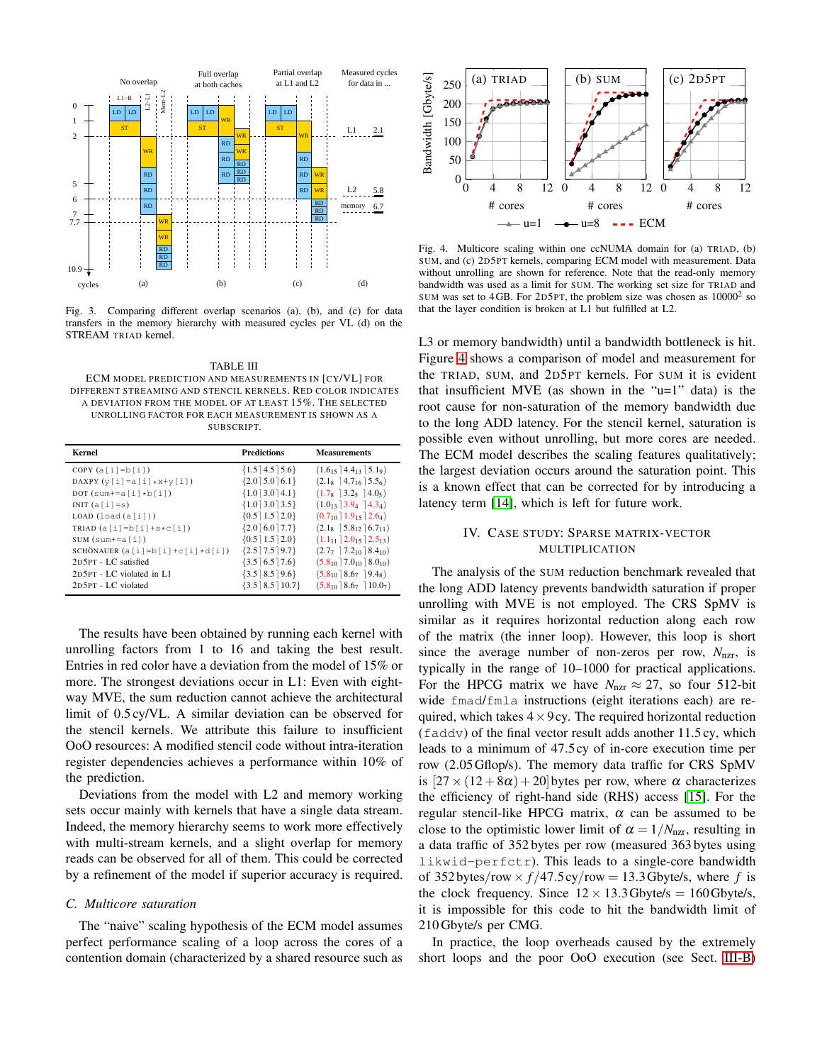Fig. 3. Comparing different overlap scenarios (a), (b), and (c) for data transfers in the memory hierarchy with measured cycles per VL (d) on the STREAM TRIAD kernel.

TABLE III

ECM MODEL PREDICTION AND MEASUREMENTS IN [CY/VL] FOR DIFFERENT STREAMING AND STENCIL KERNELS. RED COLOR INDICATES A DEVIATION FROM THE MODEL OF AT LEAST 15%. THE SELECTED UNROLLING FACTOR FOR EACH MEASUREMENT IS SHOWN AS A SUBSCRIPT.

| Kernel | Predictions | Measurements |
|---|---|---|
| COPY (a[i]=b[i]) | {1.5⌉4.5⌉5.6} | $(1.6_{15}⌉4.4_{13}⌉5.1_{9})$ |
| DAXPY (y[i]=a[i]*x+y[i]) | {2.0⌉5.0⌉6.1} | $(2.1_{8}⌉4.7_{16}⌉5.5_{6})$ |
| DOT (sum+=a[i]*b[i]) | {1.0⌉3.0⌉4.1} | $(1.7_{8}⌉3.2_{5}⌉4.0_{5})$ |
| INIT (a[i]=s) | {1.0⌉3.0⌉3.5} | $(1.0_{13}⌉3.9_{4}⌉4.3_{4})$ |
| LOAD (load(a[i])) | {0.5⌉1.5⌉2.0} | $(0.7_{10}⌉1.9_{15}⌉2.6_{4})$ |
| TRIAD (a[i]=b[i]+s*c[i]) | {2.0⌉6.0⌉7.7} | $(2.1_{8}⌉5.8_{12}⌉6.7_{11})$ |
| SUM (sum+=a[i]) | {0.5⌉1.5⌉2.0} | $(1.1_{11}⌉2.0_{15}⌉2.5_{13})$ |
| SCHÖNAUER (a[i]=b[i]+c[i]*d[i]) | {2.5⌉7.5⌉9.7} | $(2.7_{7}⌉7.2_{10}⌉8.4_{10})$ |
| 2D5PT - LC satisfied | {3.5⌉6.5⌉7.6} | $(5.8_{10}⌉7.0_{10}⌉8.0_{10})$ |
| 2D5PT - LC violated in L1 | {3.5⌉8.5⌉9.6} | $(5.8_{10}⌉8.6_{7}⌉9.4_{8})$ |
| 2D5PT - LC violated | {3.5⌉8.5⌉10.7} | $(5.8_{10}⌉8.6_{7}⌉10.0_{7})$ |

The results have been obtained by running each kernel with unrolling factors from 1 to 16 and taking the best result. Entries in red color have a deviation from the model of 15% or more. The strongest deviations occur in L1: Even with eight-way MVE, the sum reduction cannot achieve the architectural limit of 0.5 cy/VL. A similar deviation can be observed for the stencil kernels. We attribute this failure to insufficient OoO resources: A modified stencil code without intra-iteration register dependencies achieves a performance within 10% of the prediction.

Deviations from the model with L2 and memory working sets occur mainly with kernels that have a single data stream. Indeed, the memory hierarchy seems to work more effectively with multi-stream kernels, and a slight overlap for memory reads can be observed for all of them. This could be corrected by a refinement of the model if superior accuracy is required.

### C. Multicore saturation

The "naive" scaling hypothesis of the ECM model assumes perfect performance scaling of a loop across the cores of a contention domain (characterized by a shared resource such as L3 or memory bandwidth) until a bandwidth bottleneck is hit. Figure 4 shows a comparison of model and measurement for the TRIAD, SUM, and 2D5PT kernels. For SUM it is evident that insufficient MVE (as shown in the "u=1" data) is the root cause for non-saturation of the memory bandwidth due to the long ADD latency. For the stencil kernel, saturation is possible even without unrolling, but more cores are needed. The ECM model describes the scaling features qualitatively; the largest deviation occurs around the saturation point. This is a known effect that can be corrected for by introducing a latency term [14], which is left for future work.

Fig. 4. Multicore scaling within one ccNUMA domain for (a) TRIAD, (b) SUM, and (c) 2D5PT kernels, comparing ECM model with measurement. Data without unrolling are shown for reference. Note that the read-only memory bandwidth was used as a limit for SUM. The working set size for TRIAD and SUM was set to 4 GB. For 2D5PT, the problem size was chosen as $10000^2$ so that the layer condition is broken at L1 but fulfilled at L2.

## IV. CASE STUDY: SPARSE MATRIX-VECTOR MULTIPLICATION

The analysis of the SUM reduction benchmark revealed that the long ADD latency prevents bandwidth saturation if proper unrolling with MVE is not employed. The CRS SpMV is similar as it requires horizontal reduction along each row of the matrix (the inner loop). However, this loop is short since the average number of non-zeros per row, $N_{\mathrm{nzr}}$, is typically in the range of 10–1000 for practical applications. For the HPCG matrix we have $N_{\mathrm{nzr}} \approx 27$, so four 512-bit wide fmad/fmla instructions (eight iterations each) are required, which takes $4 \times 9$ cy. The required horizontal reduction (faddv) of the final vector result adds another 11.5 cy, which leads to a minimum of 47.5 cy of in-core execution time per row (2.05 Gflop/s). The memory data traffic for CRS SpMV is $[27 \times (12 + 8\alpha) + 20]$ bytes per row, where $\alpha$ characterizes the efficiency of right-hand side (RHS) access [15]. For the regular stencil-like HPCG matrix, $\alpha$ can be assumed to be close to the optimistic lower limit of $\alpha = 1/N_{\mathrm{nzr}}$, resulting in a data traffic of 352 bytes per row (measured 363 bytes using likwid-perfctr). This leads to a single-core bandwidth of $352\,\mathrm{bytes/row} \times f/47.5\,\mathrm{cy/row} = 13.3\,\mathrm{Gbyte/s}$, where $f$ is the clock frequency. Since $12 \times 13.3\,\mathrm{Gbyte/s} = 160\,\mathrm{Gbyte/s}$, it is impossible for this code to hit the bandwidth limit of 210 Gbyte/s per CMG.

In practice, the loop overheads caused by the extremely short loops and the poor OoO execution (see Sect. III-B)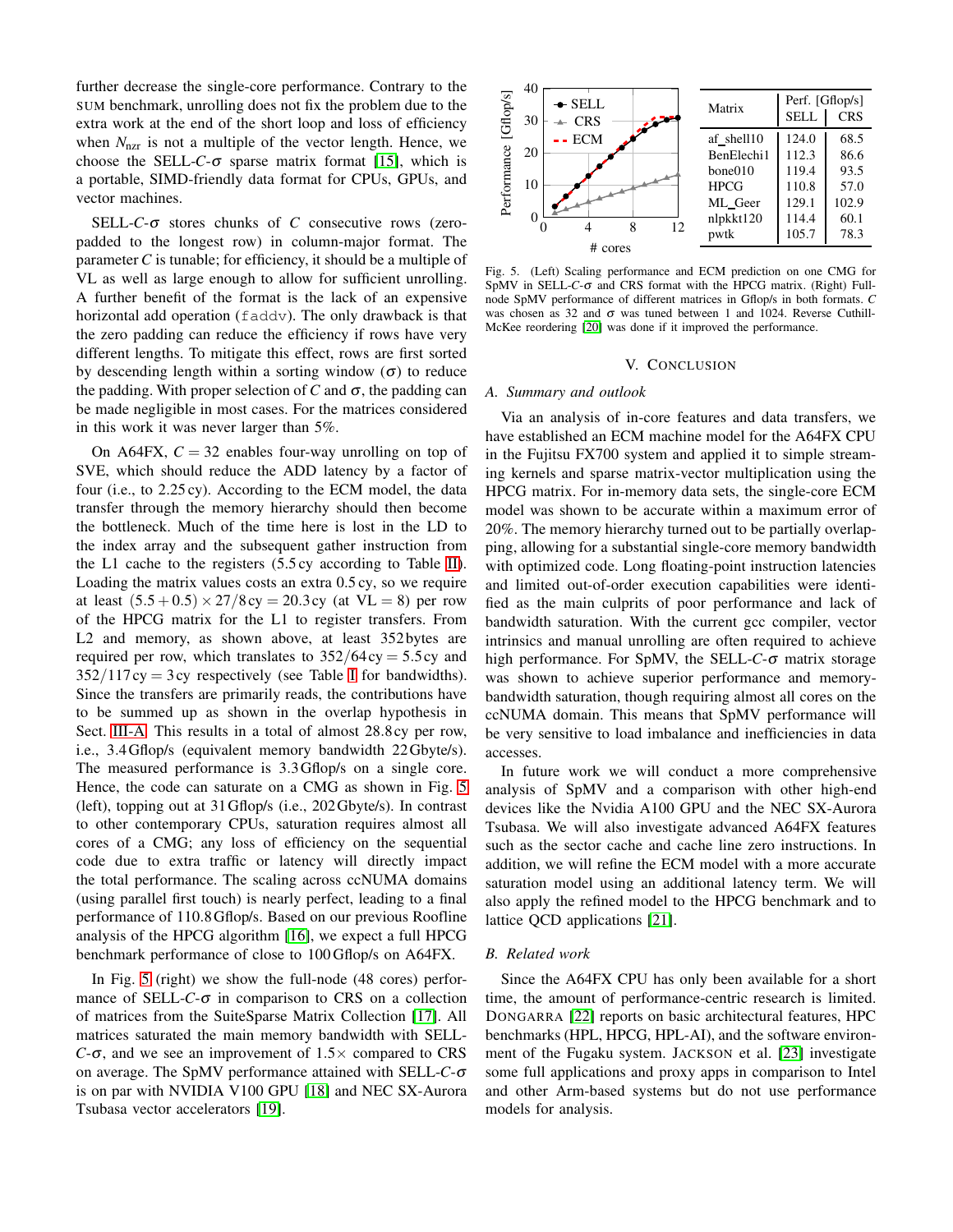further decrease the single-core performance. Contrary to the SUM benchmark, unrolling does not fix the problem due to the extra work at the end of the short loop and loss of efficiency when $N_{nzr}$ is not a multiple of the vector length. Hence, we choose the SELL-$C$-$\sigma$ sparse matrix format [15], which is a portable, SIMD-friendly data format for CPUs, GPUs, and vector machines.

SELL-$C$-$\sigma$ stores chunks of $C$ consecutive rows (zero-padded to the longest row) in column-major format. The parameter $C$ is tunable; for efficiency, it should be a multiple of VL as well as large enough to allow for sufficient unrolling. A further benefit of the format is the lack of an expensive horizontal add operation (`faddv`). The only drawback is that the zero padding can reduce the efficiency if rows have very different lengths. To mitigate this effect, rows are first sorted by descending length within a sorting window ($\sigma$) to reduce the padding. With proper selection of $C$ and $\sigma$, the padding can be made negligible in most cases. For the matrices considered in this work it was never larger than 5%.

On A64FX, $C = 32$ enables four-way unrolling on top of SVE, which should reduce the ADD latency by a factor of four (i.e., to 2.25 cy). According to the ECM model, the data transfer through the memory hierarchy should then become the bottleneck. Much of the time here is lost in the LD to the index array and the subsequent gather instruction from the L1 cache to the registers (5.5 cy according to Table II). Loading the matrix values costs an extra 0.5 cy, so we require at least $(5.5 + 0.5) \times 27/8\,\text{cy} = 20.3\,\text{cy}$ (at VL = 8) per row of the HPCG matrix for the L1 to register transfers. From L2 and memory, as shown above, at least 352 bytes are required per row, which translates to $352/64\,\text{cy} = 5.5\,\text{cy}$ and $352/117\,\text{cy} = 3\,\text{cy}$ respectively (see Table I for bandwidths). Since the transfers are primarily reads, the contributions have to be summed up as shown in the overlap hypothesis in Sect. III-A. This results in a total of almost 28.8 cy per row, i.e., 3.4 Gflop/s (equivalent memory bandwidth 22 Gbyte/s). The measured performance is 3.3 Gflop/s on a single core. Hence, the code can saturate on a CMG as shown in Fig. 5 (left), topping out at 31 Gflop/s (i.e., 202 Gbyte/s). In contrast to other contemporary CPUs, saturation requires almost all cores of a CMG; any loss of efficiency on the sequential code due to extra traffic or latency will directly impact the total performance. The scaling across ccNUMA domains (using parallel first touch) is nearly perfect, leading to a final performance of 110.8 Gflop/s. Based on our previous Roofline analysis of the HPCG algorithm [16], we expect a full HPCG benchmark performance of close to 100 Gflop/s on A64FX.

In Fig. 5 (right) we show the full-node (48 cores) performance of SELL-$C$-$\sigma$ in comparison to CRS on a collection of matrices from the SuiteSparse Matrix Collection [17]. All matrices saturated the main memory bandwidth with SELL-$C$-$\sigma$, and we see an improvement of 1.5× compared to CRS on average. The SpMV performance attained with SELL-$C$-$\sigma$ is on par with NVIDIA V100 GPU [18] and NEC SX-Aurora Tsubasa vector accelerators [19].

| Matrix | Perf. [Gflop/s] | |
|---|---|---|
| | SELL | CRS |
| af_shell10 | 124.0 | 68.5 |
| BenElechi1 | 112.3 | 86.6 |
| bone010 | 119.4 | 93.5 |
| HPCG | 110.8 | 57.0 |
| ML_Geer | 129.1 | 102.9 |
| nlpkkt120 | 114.4 | 60.1 |
| pwtk | 105.7 | 78.3 |

Fig. 5. (Left) Scaling performance and ECM prediction on one CMG for SpMV in SELL-$C$-$\sigma$ and CRS format with the HPCG matrix. (Right) Full-node SpMV performance of different matrices in Gflop/s in both formats. $C$ was chosen as 32 and $\sigma$ was tuned between 1 and 1024. Reverse Cuthill-McKee reordering [20] was done if it improved the performance.

## V. Conclusion

### A. Summary and outlook

Via an analysis of in-core features and data transfers, we have established an ECM machine model for the A64FX CPU in the Fujitsu FX700 system and applied it to simple streaming kernels and sparse matrix-vector multiplication using the HPCG matrix. For in-memory data sets, the single-core ECM model was shown to be accurate within a maximum error of 20%. The memory hierarchy turned out to be partially overlapping, allowing for a substantial single-core memory bandwidth with optimized code. Long floating-point instruction latencies and limited out-of-order execution capabilities were identified as the main culprits of poor performance and lack of bandwidth saturation. With the current gcc compiler, vector intrinsics and manual unrolling are often required to achieve high performance. For SpMV, the SELL-$C$-$\sigma$ matrix storage was shown to achieve superior performance and memory-bandwidth saturation, though requiring almost all cores on the ccNUMA domain. This means that SpMV performance will be very sensitive to load imbalance and inefficiencies in data accesses.

In future work we will conduct a more comprehensive analysis of SpMV and a comparison with other high-end devices like the Nvidia A100 GPU and the NEC SX-Aurora Tsubasa. We will also investigate advanced A64FX features such as the sector cache and cache line zero instructions. In addition, we will refine the ECM model with a more accurate saturation model using an additional latency term. We will also apply the refined model to the HPCG benchmark and to lattice QCD applications [21].

### B. Related work

Since the A64FX CPU has only been available for a short time, the amount of performance-centric research is limited. Dongarra [22] reports on basic architectural features, HPC benchmarks (HPL, HPCG, HPL-AI), and the software environment of the Fugaku system. Jackson et al. [23] investigate some full applications and proxy apps in comparison to Intel and other Arm-based systems but do not use performance models for analysis.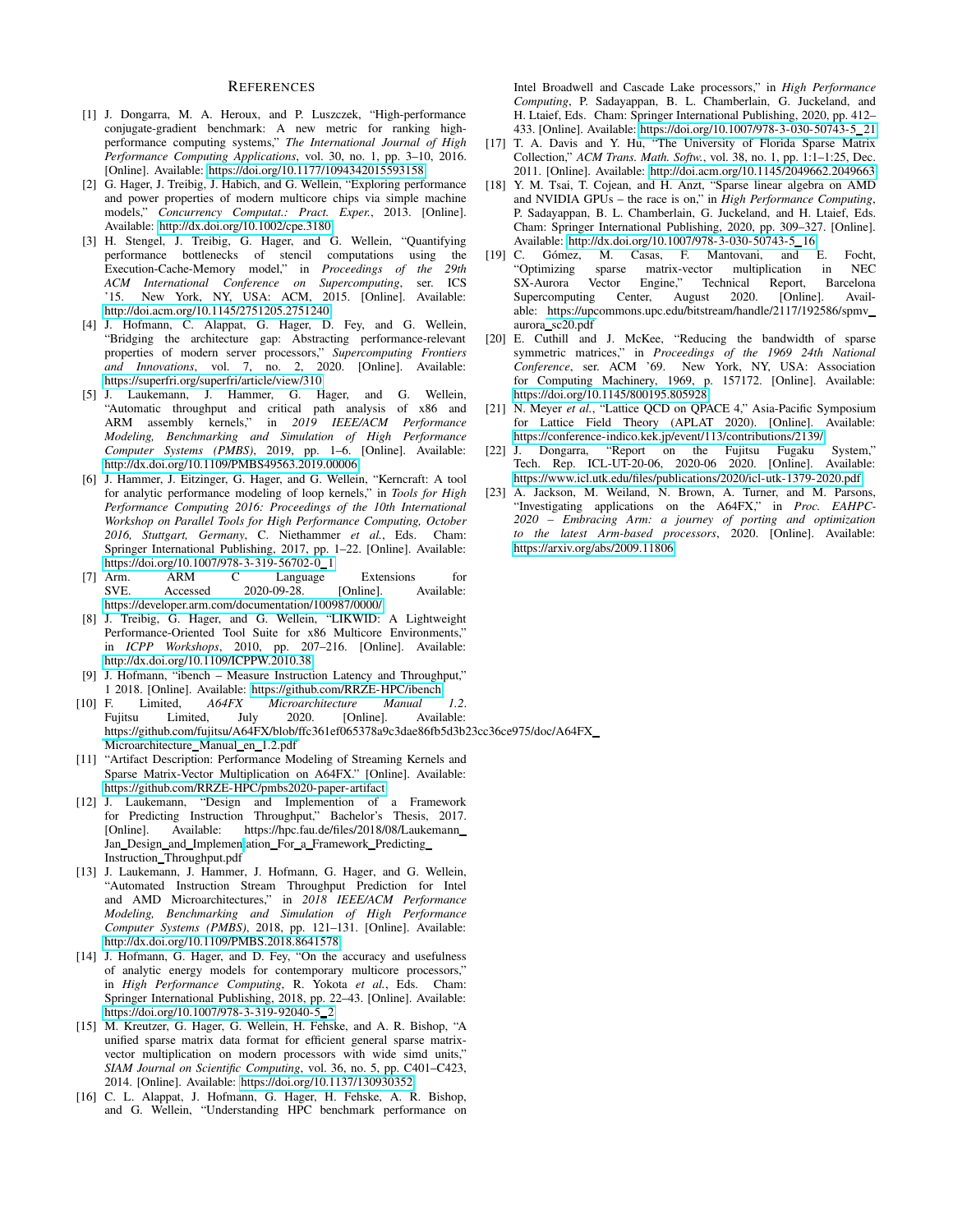## References

[1] J. Dongarra, M. A. Heroux, and P. Luszczek, "High-performance conjugate-gradient benchmark: A new metric for ranking high-performance computing systems," *The International Journal of High Performance Computing Applications*, vol. 30, no. 1, pp. 3–10, 2016. [Online]. Available: https://doi.org/10.1177/1094342015593158

[2] G. Hager, J. Treibig, J. Habich, and G. Wellein, "Exploring performance and power properties of modern multicore chips via simple machine models," *Concurrency Computat.: Pract. Exper.*, 2013. [Online]. Available: http://dx.doi.org/10.1002/cpe.3180

[3] H. Stengel, J. Treibig, G. Hager, and G. Wellein, "Quantifying performance bottlenecks of stencil computations using the Execution-Cache-Memory model," in *Proceedings of the 29th ACM International Conference on Supercomputing*, ser. ICS '15. New York, NY, USA: ACM, 2015. [Online]. Available: http://doi.acm.org/10.1145/2751205.2751240

[4] J. Hofmann, C. Alappat, G. Hager, D. Fey, and G. Wellein, "Bridging the architecture gap: Abstracting performance-relevant properties of modern server processors," *Supercomputing Frontiers and Innovations*, vol. 7, no. 2, 2020. [Online]. Available: https://superfri.org/superfri/article/view/310

[5] J. Laukemann, J. Hammer, G. Hager, and G. Wellein, "Automatic throughput and critical path analysis of x86 and ARM assembly kernels," in *2019 IEEE/ACM Performance Modeling, Benchmarking and Simulation of High Performance Computer Systems (PMBS)*, 2019, pp. 1–6. [Online]. Available: http://dx.doi.org/10.1109/PMBS49563.2019.00006

[6] J. Hammer, J. Eitzinger, G. Hager, and G. Wellein, "Kerncraft: A tool for analytic performance modeling of loop kernels," in *Tools for High Performance Computing 2016: Proceedings of the 10th International Workshop on Parallel Tools for High Performance Computing, October 2016, Stuttgart, Germany*, C. Niethammer *et al.*, Eds. Cham: Springer International Publishing, 2017, pp. 1–22. [Online]. Available: https://doi.org/10.1007/978-3-319-56702-0_1

[7] Arm. ARM C Language Extensions for SVE. Accessed 2020-09-28. [Online]. Available: https://developer.arm.com/documentation/100987/0000/

[8] J. Treibig, G. Hager, and G. Wellein, "LIKWID: A Lightweight Performance-Oriented Tool Suite for x86 Multicore Environments," in *ICPP Workshops*, 2010, pp. 207–216. [Online]. Available: http://dx.doi.org/10.1109/ICPPW.2010.38

[9] J. Hofmann, "ibench – Measure Instruction Latency and Throughput," 1 2018. [Online]. Available: https://github.com/RRZE-HPC/ibench

[10] F. Limited, *A64FX Microarchitecture Manual 1.2*. Fujitsu Limited, July 2020. [Online]. Available: https://github.com/fujitsu/A64FX/blob/ffc361ef065378a9c3dae86fb5d3b23cc36ce975/doc/A64FX_Microarchitecture_Manual_en_1.2.pdf

[11] "Artifact Description: Performance Modeling of Streaming Kernels and Sparse Matrix-Vector Multiplication on A64FX." [Online]. Available: https://github.com/RRZE-HPC/pmbs2020-paper-artifact

[12] J. Laukemann, "Design and Implemention of a Framework for Predicting Instruction Throughput," Bachelor's Thesis, 2017. [Online]. Available: https://hpc.fau.de/files/2018/08/Laukemann_Jan_Design_and_Implementation_For_a_Framework_Predicting_Instruction_Throughput.pdf

[13] J. Laukemann, J. Hammer, J. Hofmann, G. Hager, and G. Wellein, "Automated Instruction Stream Throughput Prediction for Intel and AMD Microarchitectures," in *2018 IEEE/ACM Performance Modeling, Benchmarking and Simulation of High Performance Computer Systems (PMBS)*, 2018, pp. 121–131. [Online]. Available: http://dx.doi.org/10.1109/PMBS.2018.8641578

[14] J. Hofmann, G. Hager, and D. Fey, "On the accuracy and usefulness of analytic energy models for contemporary multicore processors," in *High Performance Computing*, R. Yokota *et al.*, Eds. Cham: Springer International Publishing, 2018, pp. 22–43. [Online]. Available: https://doi.org/10.1007/978-3-319-92040-5_2

[15] M. Kreutzer, G. Hager, G. Wellein, H. Fehske, and A. R. Bishop, "A unified sparse matrix data format for efficient general sparse matrix-vector multiplication on modern processors with wide simd units," *SIAM Journal on Scientific Computing*, vol. 36, no. 5, pp. C401–C423, 2014. [Online]. Available: https://doi.org/10.1137/130930352

[16] C. L. Alappat, J. Hofmann, G. Hager, H. Fehske, A. R. Bishop, and G. Wellein, "Understanding HPC benchmark performance on Intel Broadwell and Cascade Lake processors," in *High Performance Computing*, P. Sadayappan, B. L. Chamberlain, G. Juckeland, and H. Ltaief, Eds. Cham: Springer International Publishing, 2020, pp. 412–433. [Online]. Available: https://doi.org/10.1007/978-3-030-50743-5_21

[17] T. A. Davis and Y. Hu, "The University of Florida Sparse Matrix Collection," *ACM Trans. Math. Softw.*, vol. 38, no. 1, pp. 1:1–1:25, Dec. 2011. [Online]. Available: http://doi.acm.org/10.1145/2049662.2049663

[18] Y. M. Tsai, T. Cojean, and H. Anzt, "Sparse linear algebra on AMD and NVIDIA GPUs – the race is on," in *High Performance Computing*, P. Sadayappan, B. L. Chamberlain, G. Juckeland, and H. Ltaief, Eds. Cham: Springer International Publishing, 2020, pp. 309–327. [Online]. Available: http://dx.doi.org/10.1007/978-3-030-50743-5_16

[19] C. Gómez, M. Casas, F. Mantovani, and E. Focht, "Optimizing sparse matrix-vector multiplication in NEC SX-Aurora Vector Engine," Technical Report, Barcelona Supercomputing Center, August 2020. [Online]. Available: https://upcommons.upc.edu/bitstream/handle/2117/192586/spmv_aurora_sc20.pdf

[20] E. Cuthill and J. McKee, "Reducing the bandwidth of sparse symmetric matrices," in *Proceedings of the 1969 24th National Conference*, ser. ACM '69. New York, NY, USA: Association for Computing Machinery, 1969, p. 157172. [Online]. Available: https://doi.org/10.1145/800195.805928

[21] N. Meyer *et al.*, "Lattice QCD on QPACE 4," Asia-Pacific Symposium for Lattice Field Theory (APLAT 2020). [Online]. Available: https://conference-indico.kek.jp/event/113/contributions/2139/

[22] J. Dongarra, "Report on the Fujitsu Fugaku System," Tech. Rep. ICL-UT-20-06, 2020-06 2020. [Online]. Available: https://www.icl.utk.edu/files/publications/2020/icl-utk-1379-2020.pdf

[23] A. Jackson, M. Weiland, N. Brown, A. Turner, and M. Parsons, "Investigating applications on the A64FX," in *Proc. EAHPC-2020 – Embracing Arm: a journey of porting and optimization to the latest Arm-based processors*, 2020. [Online]. Available: https://arxiv.org/abs/2009.11806